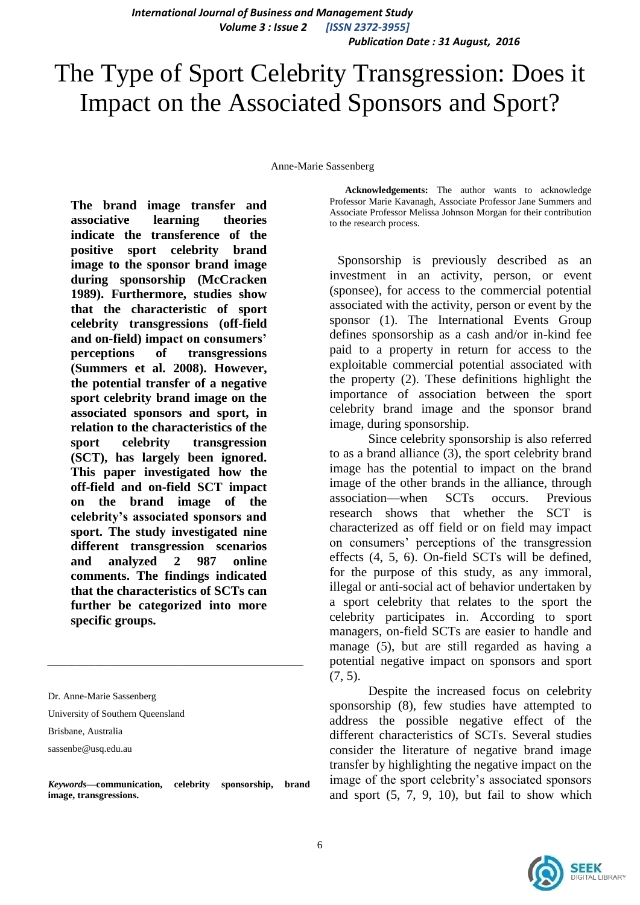# The Type of Sport Celebrity Transgression: Does it Impact on the Associated Sponsors and Sport?

Anne-Marie Sassenberg

**The brand image transfer and associative learning theories indicate the transference of the positive sport celebrity brand image to the sponsor brand image during sponsorship (McCracken 1989). Furthermore, studies show that the characteristic of sport celebrity transgressions (off-field and on-field) impact on consumers' perceptions of transgressions (Summers et al. 2008). However, the potential transfer of a negative sport celebrity brand image on the associated sponsors and sport, in relation to the characteristics of the sport celebrity transgression (SCT), has largely been ignored. This paper investigated how the off-field and on-field SCT impact on the brand image of the celebrity's associated sponsors and sport. The study investigated nine different transgression scenarios and analyzed 2 987 online comments. The findings indicated that the characteristics of SCTs can further be categorized into more specific groups.**

---

Dr. Anne-Marie Sassenberg

University of Southern Queensland

Brisbane, Australia

sassenbe@usq.edu.au

***Keywords*—communication, celebrity sponsorship, brand image, transgressions.**

**Acknowledgements:** The author wants to acknowledge Professor Marie Kavanagh, Associate Professor Jane Summers and Associate Professor Melissa Johnson Morgan for their contribution to the research process.

Sponsorship is previously described as an investment in an activity, person, or event (sponsee), for access to the commercial potential associated with the activity, person or event by the sponsor (1). The International Events Group defines sponsorship as a cash and/or in-kind fee paid to a property in return for access to the exploitable commercial potential associated with the property (2). These definitions highlight the importance of association between the sport celebrity brand image and the sponsor brand image, during sponsorship.

Since celebrity sponsorship is also referred to as a brand alliance (3), the sport celebrity brand image has the potential to impact on the brand image of the other brands in the alliance, through association—when SCTs occurs. Previous research shows that whether the SCT is characterized as off field or on field may impact on consumers' perceptions of the transgression effects (4, 5, 6). On-field SCTs will be defined, for the purpose of this study, as any immoral, illegal or anti-social act of behavior undertaken by a sport celebrity that relates to the sport the celebrity participates in. According to sport managers, on-field SCTs are easier to handle and manage (5), but are still regarded as having a potential negative impact on sponsors and sport (7, 5).

Despite the increased focus on celebrity sponsorship (8), few studies have attempted to address the possible negative effect of the different characteristics of SCTs. Several studies consider the literature of negative brand image transfer by highlighting the negative impact on the image of the sport celebrity's associated sponsors and sport (5, 7, 9, 10), but fail to show which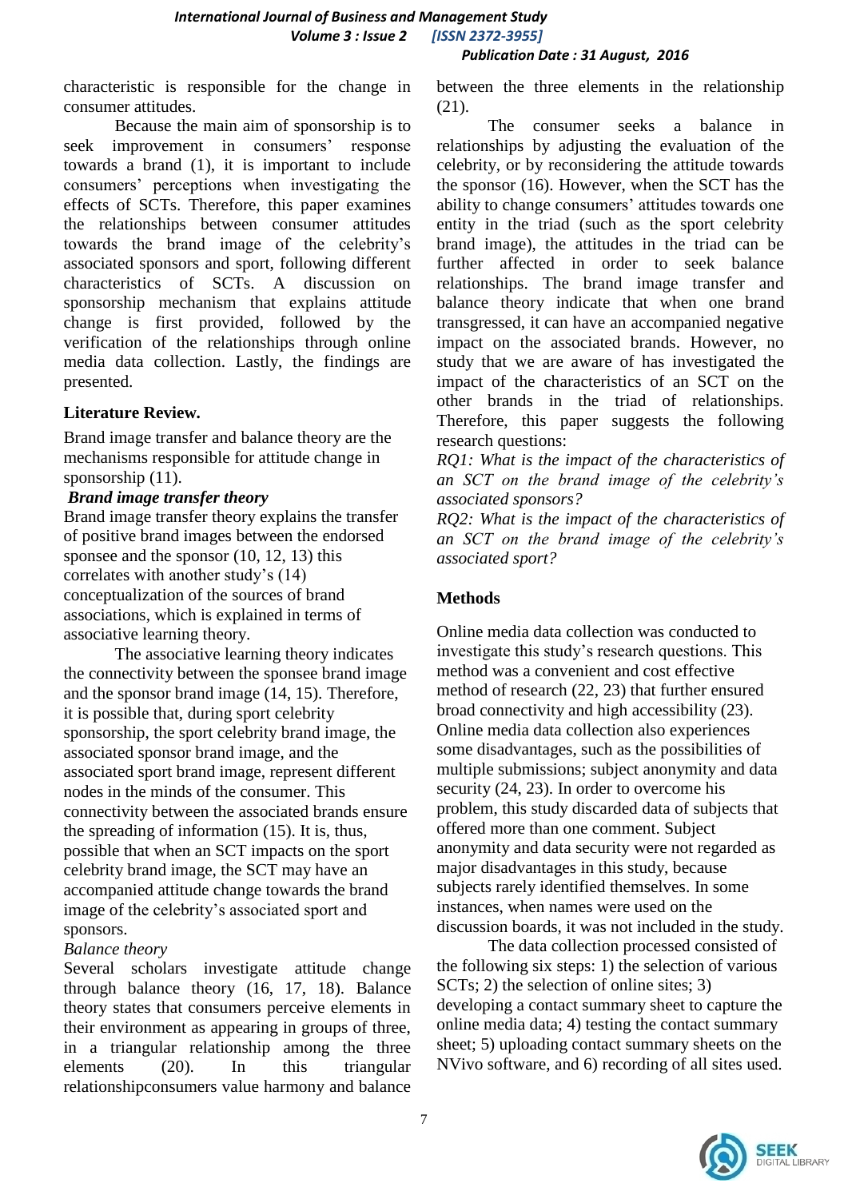characteristic is responsible for the change in consumer attitudes.

Because the main aim of sponsorship is to seek improvement in consumers' response towards a brand (1), it is important to include consumers' perceptions when investigating the effects of SCTs. Therefore, this paper examines the relationships between consumer attitudes towards the brand image of the celebrity's associated sponsors and sport, following different characteristics of SCTs. A discussion on sponsorship mechanism that explains attitude change is first provided, followed by the verification of the relationships through online media data collection. Lastly, the findings are presented.

## Literature Review.

Brand image transfer and balance theory are the mechanisms responsible for attitude change in sponsorship (11).

### *Brand image transfer theory*

Brand image transfer theory explains the transfer of positive brand images between the endorsed sponsee and the sponsor (10, 12, 13) this correlates with another study's (14) conceptualization of the sources of brand associations, which is explained in terms of associative learning theory.

The associative learning theory indicates the connectivity between the sponsee brand image and the sponsor brand image (14, 15). Therefore, it is possible that, during sport celebrity sponsorship, the sport celebrity brand image, the associated sponsor brand image, and the associated sport brand image, represent different nodes in the minds of the consumer. This connectivity between the associated brands ensure the spreading of information (15). It is, thus, possible that when an SCT impacts on the sport celebrity brand image, the SCT may have an accompanied attitude change towards the brand image of the celebrity's associated sport and sponsors.

### *Balance theory*

Several scholars investigate attitude change through balance theory (16, 17, 18). Balance theory states that consumers perceive elements in their environment as appearing in groups of three, in a triangular relationship among the three elements (20). In this triangular relationshipconsumers value harmony and balance between the three elements in the relationship (21).

The consumer seeks a balance in relationships by adjusting the evaluation of the celebrity, or by reconsidering the attitude towards the sponsor (16). However, when the SCT has the ability to change consumers' attitudes towards one entity in the triad (such as the sport celebrity brand image), the attitudes in the triad can be further affected in order to seek balance relationships. The brand image transfer and balance theory indicate that when one brand transgressed, it can have an accompanied negative impact on the associated brands. However, no study that we are aware of has investigated the impact of the characteristics of an SCT on the other brands in the triad of relationships. Therefore, this paper suggests the following research questions:

*RQ1: What is the impact of the characteristics of an SCT on the brand image of the celebrity's associated sponsors?*

*RQ2: What is the impact of the characteristics of an SCT on the brand image of the celebrity's associated sport?*

## Methods

Online media data collection was conducted to investigate this study's research questions. This method was a convenient and cost effective method of research (22, 23) that further ensured broad connectivity and high accessibility (23). Online media data collection also experiences some disadvantages, such as the possibilities of multiple submissions; subject anonymity and data security (24, 23). In order to overcome his problem, this study discarded data of subjects that offered more than one comment. Subject anonymity and data security were not regarded as major disadvantages in this study, because subjects rarely identified themselves. In some instances, when names were used on the discussion boards, it was not included in the study.

The data collection processed consisted of the following six steps: 1) the selection of various SCTs; 2) the selection of online sites; 3) developing a contact summary sheet to capture the online media data; 4) testing the contact summary sheet; 5) uploading contact summary sheets on the NVivo software, and 6) recording of all sites used.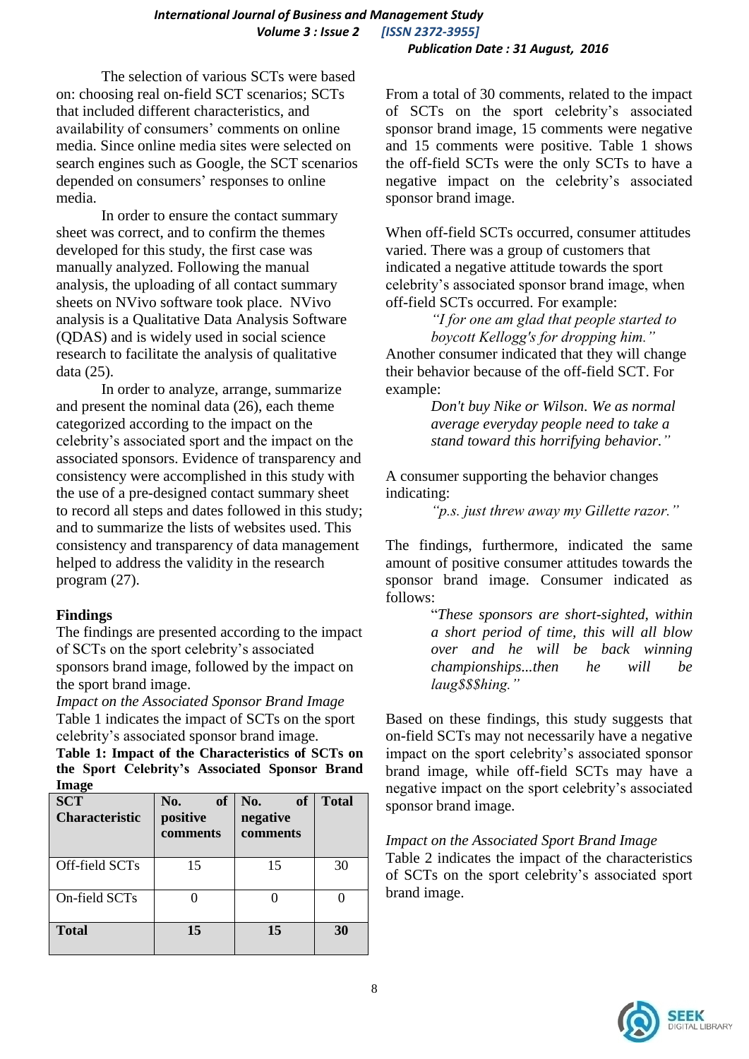The selection of various SCTs were based on: choosing real on-field SCT scenarios; SCTs that included different characteristics, and availability of consumers' comments on online media. Since online media sites were selected on search engines such as Google, the SCT scenarios depended on consumers' responses to online media.

In order to ensure the contact summary sheet was correct, and to confirm the themes developed for this study, the first case was manually analyzed. Following the manual analysis, the uploading of all contact summary sheets on NVivo software took place. NVivo analysis is a Qualitative Data Analysis Software (QDAS) and is widely used in social science research to facilitate the analysis of qualitative data (25).

In order to analyze, arrange, summarize and present the nominal data (26), each theme categorized according to the impact on the celebrity's associated sport and the impact on the associated sponsors. Evidence of transparency and consistency were accomplished in this study with the use of a pre-designed contact summary sheet to record all steps and dates followed in this study; and to summarize the lists of websites used. This consistency and transparency of data management helped to address the validity in the research program (27).

## Findings

The findings are presented according to the impact of SCTs on the sport celebrity's associated sponsors brand image, followed by the impact on the sport brand image.

*Impact on the Associated Sponsor Brand Image*

Table 1 indicates the impact of SCTs on the sport celebrity's associated sponsor brand image.

**Table 1: Impact of the Characteristics of SCTs on the Sport Celebrity's Associated Sponsor Brand Image**

| SCT Characteristic | No. of positive comments | No. of negative comments | Total |
|---|---|---|---|
| Off-field SCTs | 15 | 15 | 30 |
| On-field SCTs | 0 | 0 | 0 |
| **Total** | **15** | **15** | **30** |

From a total of 30 comments, related to the impact of SCTs on the sport celebrity's associated sponsor brand image, 15 comments were negative and 15 comments were positive. Table 1 shows the off-field SCTs were the only SCTs to have a negative impact on the celebrity's associated sponsor brand image.

When off-field SCTs occurred, consumer attitudes varied. There was a group of customers that indicated a negative attitude towards the sport celebrity's associated sponsor brand image, when off-field SCTs occurred. For example:

> *"I for one am glad that people started to boycott Kellogg's for dropping him."*

Another consumer indicated that they will change their behavior because of the off-field SCT. For example:

> *Don't buy Nike or Wilson. We as normal average everyday people need to take a stand toward this horrifying behavior."*

A consumer supporting the behavior changes indicating:

> *"p.s. just threw away my Gillette razor."*

The findings, furthermore, indicated the same amount of positive consumer attitudes towards the sponsor brand image. Consumer indicated as follows:

> "*These sponsors are short-sighted, within a short period of time, this will all blow over and he will be back winning championships...then he will be laug$$$hing."*

Based on these findings, this study suggests that on-field SCTs may not necessarily have a negative impact on the sport celebrity's associated sponsor brand image, while off-field SCTs may have a negative impact on the sport celebrity's associated sponsor brand image.

*Impact on the Associated Sport Brand Image*

Table 2 indicates the impact of the characteristics of SCTs on the sport celebrity's associated sport brand image.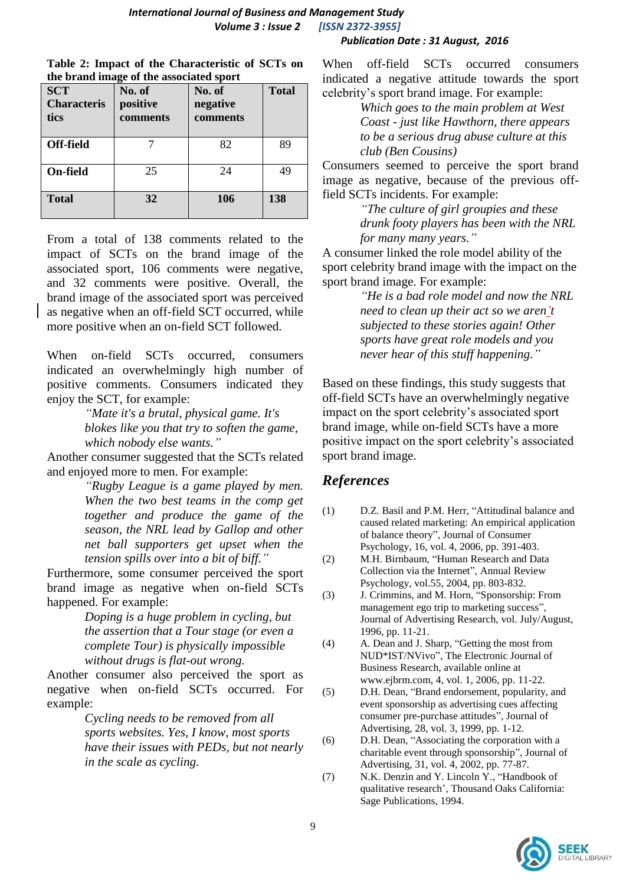**Table 2: Impact of the Characteristic of SCTs on the brand image of the associated sport**

| SCT Characteristics | No. of positive comments | No. of negative comments | Total |
|---|---|---|---|
| Off-field | 7 | 82 | 89 |
| On-field | 25 | 24 | 49 |
| **Total** | **32** | **106** | **138** |

From a total of 138 comments related to the impact of SCTs on the brand image of the associated sport, 106 comments were negative, and 32 comments were positive. Overall, the brand image of the associated sport was perceived as negative when an off-field SCT occurred, while more positive when an on-field SCT followed.

When on-field SCTs occurred, consumers indicated an overwhelmingly high number of positive comments. Consumers indicated they enjoy the SCT, for example:

> *"Mate it's a brutal, physical game. It's blokes like you that try to soften the game, which nobody else wants."*

Another consumer suggested that the SCTs related and enjoyed more to men. For example:

> *"Rugby League is a game played by men. When the two best teams in the comp get together and produce the game of the season, the NRL lead by Gallop and other net ball supporters get upset when the tension spills over into a bit of biff."*

Furthermore, some consumer perceived the sport brand image as negative when on-field SCTs happened. For example:

> *Doping is a huge problem in cycling, but the assertion that a Tour stage (or even a complete Tour) is physically impossible without drugs is flat-out wrong.*

Another consumer also perceived the sport as negative when on-field SCTs occurred. For example:

> *Cycling needs to be removed from all sports websites. Yes, I know, most sports have their issues with PEDs, but not nearly in the scale as cycling.*

When off-field SCTs occurred consumers indicated a negative attitude towards the sport celebrity's sport brand image. For example:

> *Which goes to the main problem at West Coast - just like Hawthorn, there appears to be a serious drug abuse culture at this club (Ben Cousins)*

Consumers seemed to perceive the sport brand image as negative, because of the previous off-field SCTs incidents. For example:

> *"The culture of girl groupies and these drunk footy players has been with the NRL for many many years."*

A consumer linked the role model ability of the sport celebrity brand image with the impact on the sport brand image. For example:

> *"He is a bad role model and now the NRL need to clean up their act so we aren't subjected to these stories again! Other sports have great role models and you never hear of this stuff happening."*

Based on these findings, this study suggests that off-field SCTs have an overwhelmingly negative impact on the sport celebrity's associated sport brand image, while on-field SCTs have a more positive impact on the sport celebrity's associated sport brand image.

## References

(1) D.Z. Basil and P.M. Herr, "Attitudinal balance and caused related marketing: An empirical application of balance theory", Journal of Consumer Psychology, 16, vol. 4, 2006, pp. 391-403.

(2) M.H. Birnbaum, "Human Research and Data Collection via the Internet", Annual Review Psychology, vol.55, 2004, pp. 803-832.

(3) J. Crimmins, and M. Horn, "Sponsorship: From management ego trip to marketing success", Journal of Advertising Research, vol. July/August, 1996, pp. 11-21.

(4) A. Dean and J. Sharp, "Getting the most from NUD*IST/NVivo", The Electronic Journal of Business Research, available online at www.ejbrm.com, 4, vol. 1, 2006, pp. 11-22.

(5) D.H. Dean, "Brand endorsement, popularity, and event sponsorship as advertising cues affecting consumer pre-purchase attitudes", Journal of Advertising, 28, vol. 3, 1999, pp. 1-12.

(6) D.H. Dean, "Associating the corporation with a charitable event through sponsorship", Journal of Advertising, 31, vol. 4, 2002, pp. 77-87.

(7) N.K. Denzin and Y. Lincoln Y., "Handbook of qualitative research', Thousand Oaks California: Sage Publications, 1994.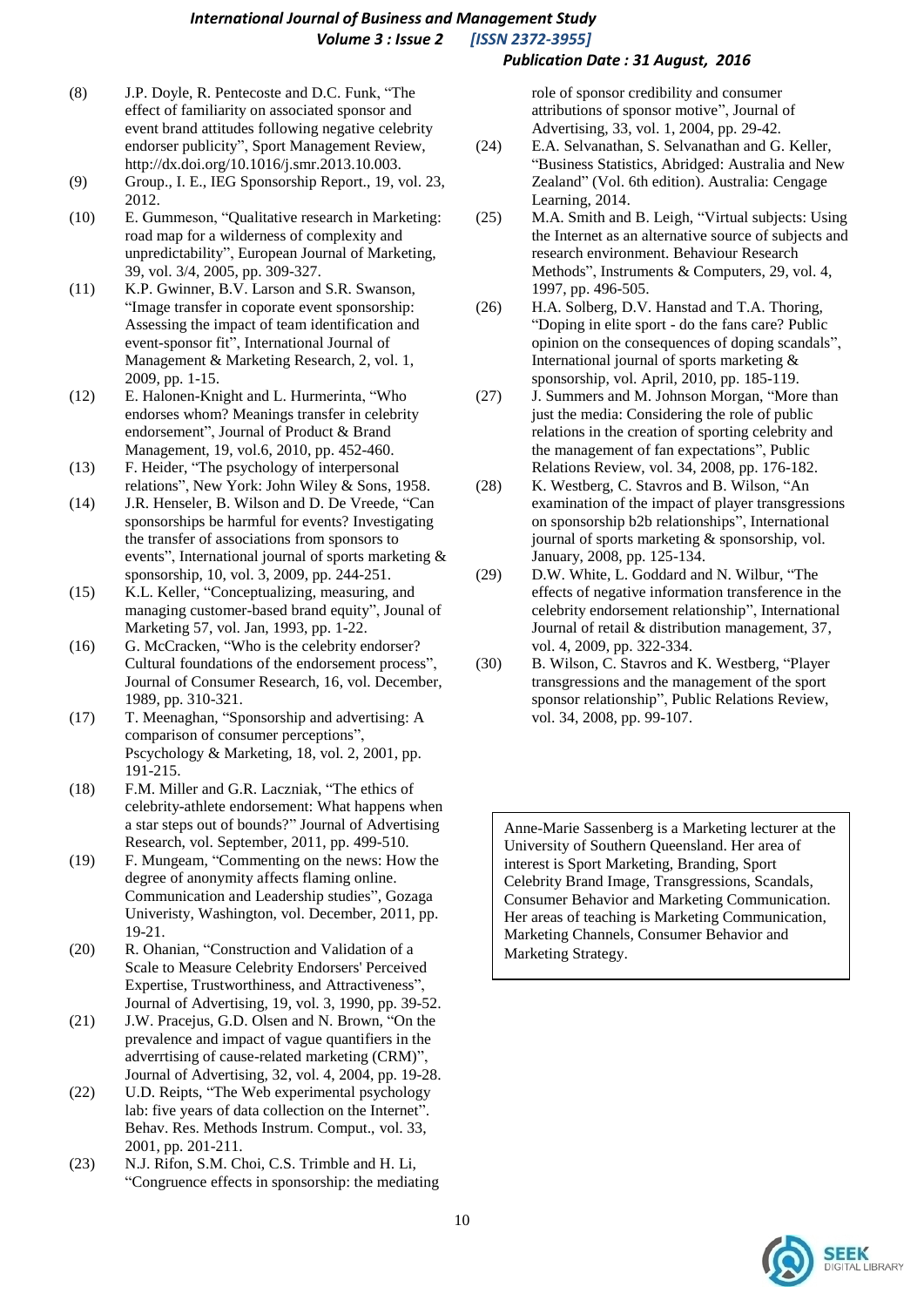(8) J.P. Doyle, R. Pentecoste and D.C. Funk, "The effect of familiarity on associated sponsor and event brand attitudes following negative celebrity endorser publicity", Sport Management Review, http://dx.doi.org/10.1016/j.smr.2013.10.003.

(9) Group., I. E., IEG Sponsorship Report., 19, vol. 23, 2012.

(10) E. Gummeson, "Qualitative research in Marketing: road map for a wilderness of complexity and unpredictability", European Journal of Marketing, 39, vol. 3/4, 2005, pp. 309-327.

(11) K.P. Gwinner, B.V. Larson and S.R. Swanson, "Image transfer in coporate event sponsorship: Assessing the impact of team identification and event-sponsor fit", International Journal of Management & Marketing Research, 2, vol. 1, 2009, pp. 1-15.

(12) E. Halonen-Knight and L. Hurmerinta, "Who endorses whom? Meanings transfer in celebrity endorsement", Journal of Product & Brand Management, 19, vol.6, 2010, pp. 452-460.

(13) F. Heider, "The psychology of interpersonal relations", New York: John Wiley & Sons, 1958.

(14) J.R. Henseler, B. Wilson and D. De Vreede, "Can sponsorships be harmful for events? Investigating the transfer of associations from sponsors to events", International journal of sports marketing & sponsorship, 10, vol. 3, 2009, pp. 244-251.

(15) K.L. Keller, "Conceptualizing, measuring, and managing customer-based brand equity", Joural of Marketing 57, vol. Jan, 1993, pp. 1-22.

(16) G. McCracken, "Who is the celebrity endorser? Cultural foundations of the endorsement process", Journal of Consumer Research, 16, vol. December, 1989, pp. 310-321.

(17) T. Meenaghan, "Sponsorship and advertising: A comparison of consumer perceptions", Pscychology & Marketing, 18, vol. 2, 2001, pp. 191-215.

(18) F.M. Miller and G.R. Laczniak, "The ethics of celebrity-athlete endorsement: What happens when a star steps out of bounds?" Journal of Advertising Research, vol. September, 2011, pp. 499-510.

(19) F. Mungeam, "Commenting on the news: How the degree of anonymity affects flaming online. Communication and Leadership studies", Gozaga Univeristy, Washington, vol. December, 2011, pp. 19-21.

(20) R. Ohanian, "Construction and Validation of a Scale to Measure Celebrity Endorsers' Perceived Expertise, Trustworthiness, and Attractiveness", Journal of Advertising, 19, vol. 3, 1990, pp. 39-52.

(21) J.W. Pracejus, G.D. Olsen and N. Brown, "On the prevalence and impact of vague quantifiers in the adverrtising of cause-related marketing (CRM)", Journal of Advertising, 32, vol. 4, 2004, pp. 19-28.

(22) U.D. Reipts, "The Web experimental psychology lab: five years of data collection on the Internet". Behav. Res. Methods Instrum. Comput., vol. 33, 2001, pp. 201-211.

(23) N.J. Rifon, S.M. Choi, C.S. Trimble and H. Li, "Congruence effects in sponsorship: the mediating role of sponsor credibility and consumer attributions of sponsor motive", Journal of Advertising, 33, vol. 1, 2004, pp. 29-42.

(24) E.A. Selvanathan, S. Selvanathan and G. Keller, "Business Statistics, Abridged: Australia and New Zealand" (Vol. 6th edition). Australia: Cengage Learning, 2014.

(25) M.A. Smith and B. Leigh, "Virtual subjects: Using the Internet as an alternative source of subjects and research environment. Behaviour Research Methods", Instruments & Computers, 29, vol. 4, 1997, pp. 496-505.

(26) H.A. Solberg, D.V. Hanstad and T.A. Thoring, "Doping in elite sport - do the fans care? Public opinion on the consequences of doping scandals", International journal of sports marketing & sponsorship, vol. April, 2010, pp. 185-119.

(27) J. Summers and M. Johnson Morgan, "More than just the media: Considering the role of public relations in the creation of sporting celebrity and the management of fan expectations", Public Relations Review, vol. 34, 2008, pp. 176-182.

(28) K. Westberg, C. Stavros and B. Wilson, "An examination of the impact of player transgressions on sponsorship b2b relationships", International journal of sports marketing & sponsorship, vol. January, 2008, pp. 125-134.

(29) D.W. White, L. Goddard and N. Wilbur, "The effects of negative information transference in the celebrity endorsement relationship", International Journal of retail & distribution management, 37, vol. 4, 2009, pp. 322-334.

(30) B. Wilson, C. Stavros and K. Westberg, "Player transgressions and the management of the sport sponsor relationship", Public Relations Review, vol. 34, 2008, pp. 99-107.

Anne-Marie Sassenberg is a Marketing lecturer at the University of Southern Queensland. Her area of interest is Sport Marketing, Branding, Sport Celebrity Brand Image, Transgressions, Scandals, Consumer Behavior and Marketing Communication. Her areas of teaching is Marketing Communication, Marketing Channels, Consumer Behavior and Marketing Strategy.